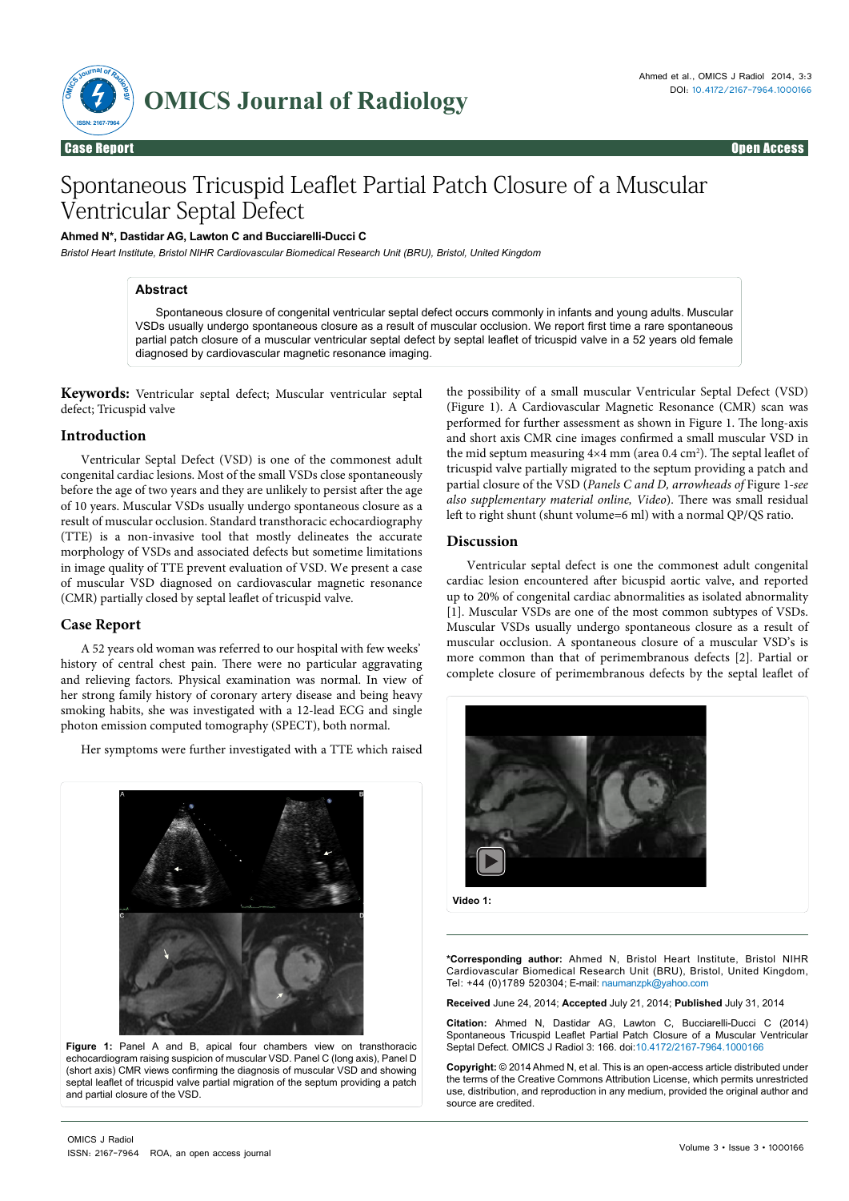Case Report — Open Access

# Spontaneous Tricuspid Leaflet Partial Patch Closure of a Muscular Ventricular Septal Defect

**Ahmed N*, Dastidar AG, Lawton C and Bucciarelli-Ducci C**

*Bristol Heart Institute, Bristol NIHR Cardiovascular Biomedical Research Unit (BRU), Bristol, United Kingdom*

## Abstract

Spontaneous closure of congenital ventricular septal defect occurs commonly in infants and young adults. Muscular VSDs usually undergo spontaneous closure as a result of muscular occlusion. We report first time a rare spontaneous partial patch closure of a muscular ventricular septal defect by septal leaflet of tricuspid valve in a 52 years old female diagnosed by cardiovascular magnetic resonance imaging.

**Keywords:** Ventricular septal defect; Muscular ventricular septal defect; Tricuspid valve

## Introduction

Ventricular Septal Defect (VSD) is one of the commonest adult congenital cardiac lesions. Most of the small VSDs close spontaneously before the age of two years and they are unlikely to persist after the age of 10 years. Muscular VSDs usually undergo spontaneous closure as a result of muscular occlusion. Standard transthoracic echocardiography (TTE) is a non-invasive tool that mostly delineates the accurate morphology of VSDs and associated defects but sometime limitations in image quality of TTE prevent evaluation of VSD. We present a case of muscular VSD diagnosed on cardiovascular magnetic resonance (CMR) partially closed by septal leaflet of tricuspid valve.

## Case Report

A 52 years old woman was referred to our hospital with few weeks' history of central chest pain. There were no particular aggravating and relieving factors. Physical examination was normal. In view of her strong family history of coronary artery disease and being heavy smoking habits, she was investigated with a 12-lead ECG and single photon emission computed tomography (SPECT), both normal.

Her symptoms were further investigated with a TTE which raised the possibility of a small muscular Ventricular Septal Defect (VSD) (Figure 1). A Cardiovascular Magnetic Resonance (CMR) scan was performed for further assessment as shown in Figure 1. The long-axis and short axis CMR cine images confirmed a small muscular VSD in the mid septum measuring 4×4 mm (area 0.4 $cm^2$). The septal leaflet of tricuspid valve partially migrated to the septum providing a patch and partial closure of the VSD (*Panels C and D, arrowheads of* Figure 1-*see also supplementary material online, Video*). There was small residual left to right shunt (shunt volume=6 ml) with a normal QP/QS ratio.

**Figure 1:** Panel A and B, apical four chambers view on transthoracic echocardiogram raising suspicion of muscular VSD. Panel C (long axis), Panel D (short axis) CMR views confirming the diagnosis of muscular VSD and showing septal leaflet of tricuspid valve partial migration of the septum providing a patch and partial closure of the VSD.

## Discussion

Ventricular septal defect is one the commonest adult congenital cardiac lesion encountered after bicuspid aortic valve, and reported up to 20% of congenital cardiac abnormalities as isolated abnormality [1]. Muscular VSDs are one of the most common subtypes of VSDs. Muscular VSDs usually undergo spontaneous closure as a result of muscular occlusion. A spontaneous closure of a muscular VSD's is more common than that of perimembranous defects [2]. Partial or complete closure of perimembranous defects by the septal leaflet of

**Video 1:**

**\*Corresponding author:** Ahmed N, Bristol Heart Institute, Bristol NIHR Cardiovascular Biomedical Research Unit (BRU), Bristol, United Kingdom, Tel: +44 (0)1789 520304; E-mail: naumanzpk@yahoo.com

**Received** June 24, 2014; **Accepted** July 21, 2014; **Published** July 31, 2014

**Citation:** Ahmed N, Dastidar AG, Lawton C, Bucciarelli-Ducci C (2014) Spontaneous Tricuspid Leaflet Partial Patch Closure of a Muscular Ventricular Septal Defect. OMICS J Radiol 3: 166. doi:10.4172/2167-7964.1000166

**Copyright:** © 2014 Ahmed N, et al. This is an open-access article distributed under the terms of the Creative Commons Attribution License, which permits unrestricted use, distribution, and reproduction in any medium, provided the original author and source are credited.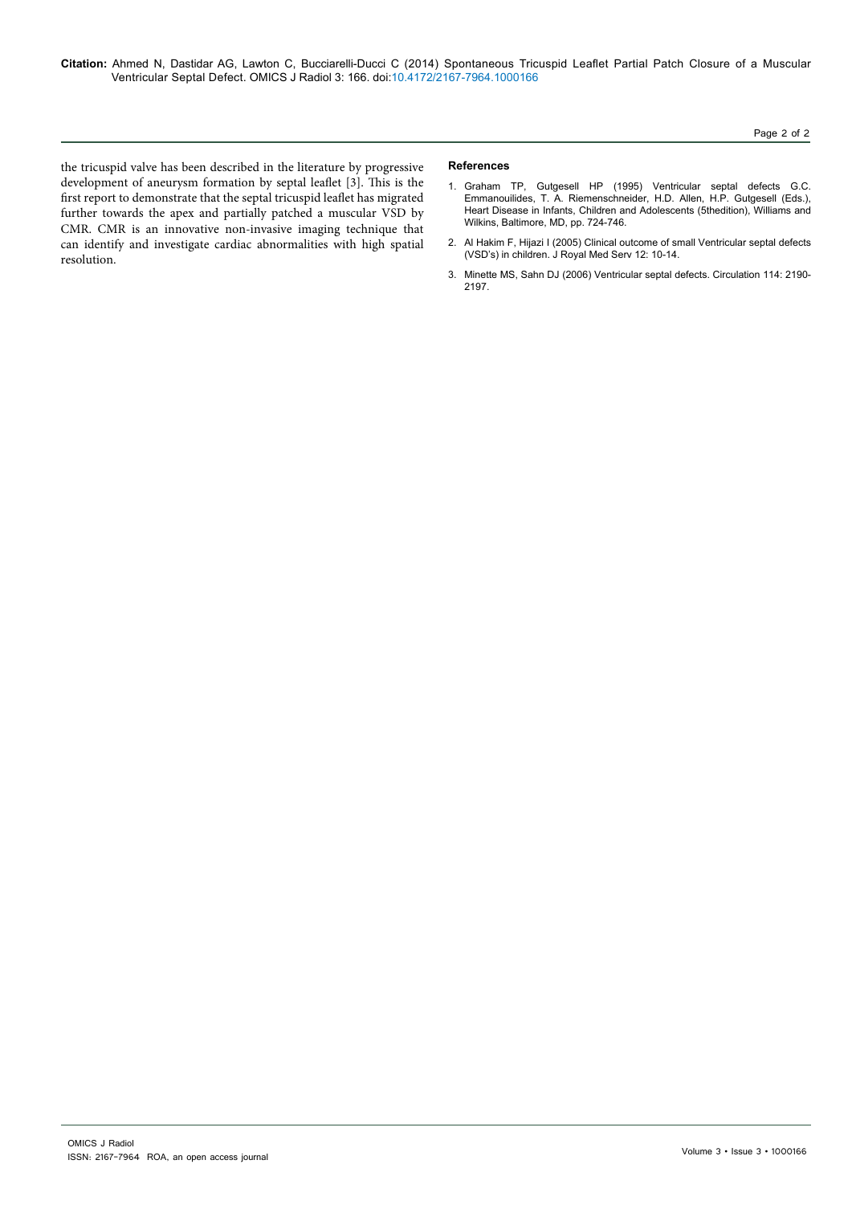the tricuspid valve has been described in the literature by progressive development of aneurysm formation by septal leaflet [3]. This is the first report to demonstrate that the septal tricuspid leaflet has migrated further towards the apex and partially patched a muscular VSD by CMR. CMR is an innovative non-invasive imaging technique that can identify and investigate cardiac abnormalities with high spatial resolution.

## References

1. Graham TP, Gutgesell HP (1995) Ventricular septal defects G.C. Emmanouilides, T. A. Riemenschneider, H.D. Allen, H.P. Gutgesell (Eds.), Heart Disease in Infants, Children and Adolescents (5thedition), Williams and Wilkins, Baltimore, MD, pp. 724-746.
2. Al Hakim F, Hijazi I (2005) Clinical outcome of small Ventricular septal defects (VSD's) in children. J Royal Med Serv 12: 10-14.
3. Minette MS, Sahn DJ (2006) Ventricular septal defects. Circulation 114: 2190-2197.